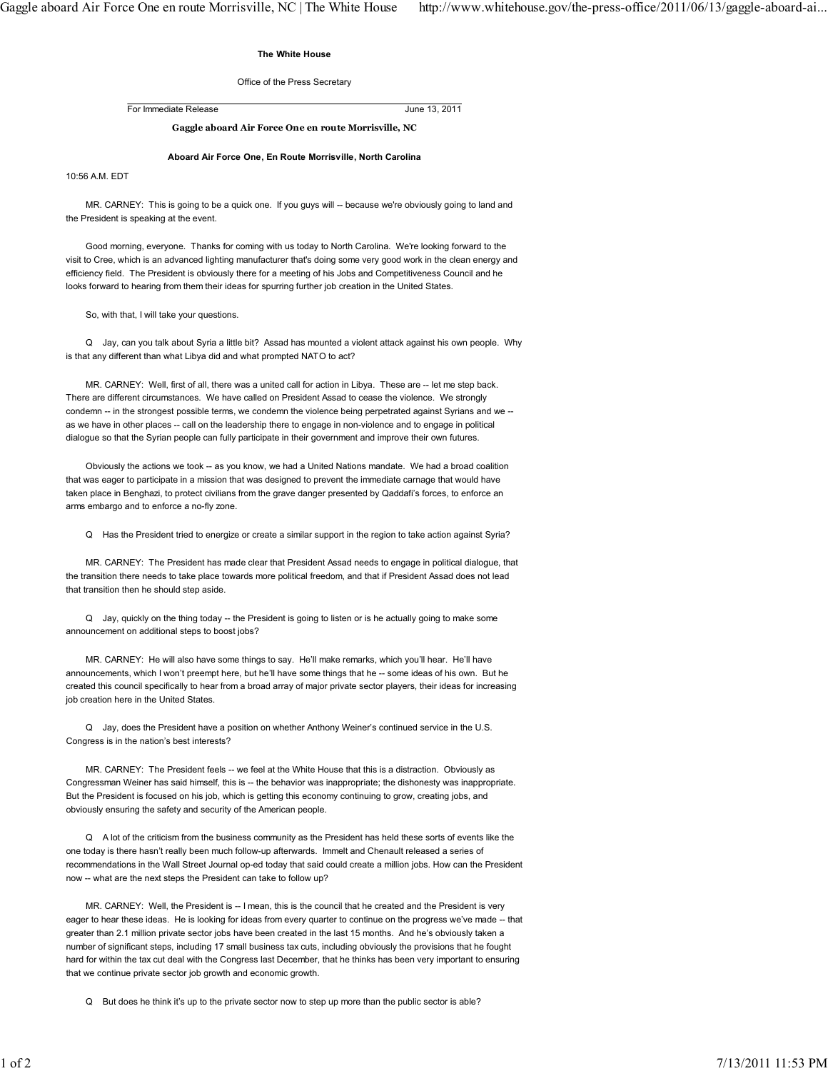**The White House**

Office of the Press Secretary

For Immediate Release June 13, 2011

## Gaggle aboard Air Force One en route Morrisville, NC

**Aboard Air Force One, En Route Morrisville, North Carolina**

10:56 A.M. EDT

MR. CARNEY: This is going to be a quick one. If you guys will -- because we're obviously going to land and the President is speaking at the event.

Good morning, everyone. Thanks for coming with us today to North Carolina. We're looking forward to the visit to Cree, which is an advanced lighting manufacturer that's doing some very good work in the clean energy and efficiency field. The President is obviously there for a meeting of his Jobs and Competitiveness Council and he looks forward to hearing from them their ideas for spurring further job creation in the United States.

So, with that, I will take your questions.

Q Jay, can you talk about Syria a little bit? Assad has mounted a violent attack against his own people. Why is that any different than what Libya did and what prompted NATO to act?

MR. CARNEY: Well, first of all, there was a united call for action in Libya. These are -- let me step back. There are different circumstances. We have called on President Assad to cease the violence. We strongly condemn -- in the strongest possible terms, we condemn the violence being perpetrated against Syrians and we -- as we have in other places -- call on the leadership there to engage in non-violence and to engage in political dialogue so that the Syrian people can fully participate in their government and improve their own futures.

Obviously the actions we took -- as you know, we had a United Nations mandate. We had a broad coalition that was eager to participate in a mission that was designed to prevent the immediate carnage that would have taken place in Benghazi, to protect civilians from the grave danger presented by Qaddafi's forces, to enforce an arms embargo and to enforce a no-fly zone.

Q Has the President tried to energize or create a similar support in the region to take action against Syria?

MR. CARNEY: The President has made clear that President Assad needs to engage in political dialogue, that the transition there needs to take place towards more political freedom, and that if President Assad does not lead that transition then he should step aside.

Q Jay, quickly on the thing today -- the President is going to listen or is he actually going to make some announcement on additional steps to boost jobs?

MR. CARNEY: He will also have some things to say. He'll make remarks, which you'll hear. He'll have announcements, which I won't preempt here, but he'll have some things that he -- some ideas of his own. But he created this council specifically to hear from a broad array of major private sector players, their ideas for increasing job creation here in the United States.

Q Jay, does the President have a position on whether Anthony Weiner's continued service in the U.S. Congress is in the nation's best interests?

MR. CARNEY: The President feels -- we feel at the White House that this is a distraction. Obviously as Congressman Weiner has said himself, this is -- the behavior was inappropriate; the dishonesty was inappropriate. But the President is focused on his job, which is getting this economy continuing to grow, creating jobs, and obviously ensuring the safety and security of the American people.

Q A lot of the criticism from the business community as the President has held these sorts of events like the one today is there hasn't really been much follow-up afterwards. Immelt and Chenault released a series of recommendations in the Wall Street Journal op-ed today that said could create a million jobs. How can the President now -- what are the next steps the President can take to follow up?

MR. CARNEY: Well, the President is -- I mean, this is the council that he created and the President is very eager to hear these ideas. He is looking for ideas from every quarter to continue on the progress we've made -- that greater than 2.1 million private sector jobs have been created in the last 15 months. And he's obviously taken a number of significant steps, including 17 small business tax cuts, including obviously the provisions that he fought hard for within the tax cut deal with the Congress last December, that he thinks has been very important to ensuring that we continue private sector job growth and economic growth.

Q But does he think it's up to the private sector now to step up more than the public sector is able?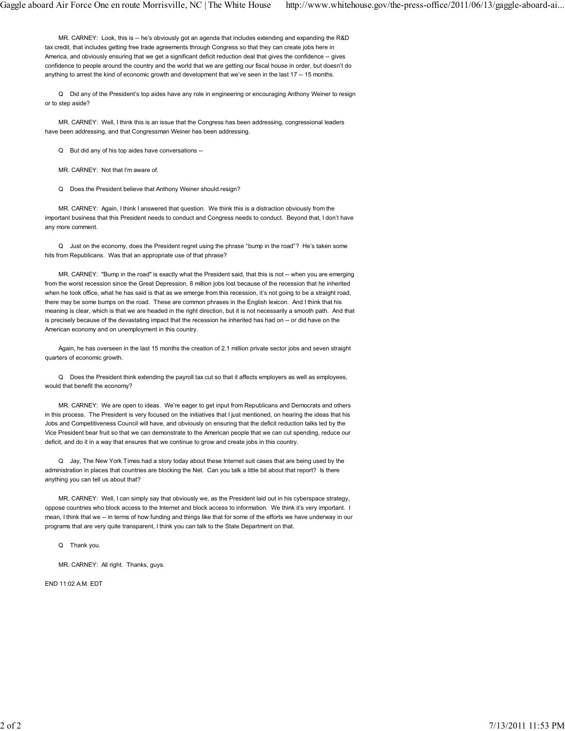MR. CARNEY: Look, this is -- he's obviously got an agenda that includes extending and expanding the R&D tax credit, that includes getting free trade agreements through Congress so that they can create jobs here in America, and obviously ensuring that we get a significant deficit reduction deal that gives the confidence -- gives confidence to people around the country and the world that we are getting our fiscal house in order, but doesn't do anything to arrest the kind of economic growth and development that we've seen in the last 17 -- 15 months.

Q Did any of the President's top aides have any role in engineering or encouraging Anthony Weiner to resign or to step aside?

MR. CARNEY: Well, I think this is an issue that the Congress has been addressing, congressional leaders have been addressing, and that Congressman Weiner has been addressing.

Q But did any of his top aides have conversations --

MR. CARNEY: Not that I'm aware of.

Q Does the President believe that Anthony Weiner should resign?

MR. CARNEY: Again, I think I answered that question. We think this is a distraction obviously from the important business that this President needs to conduct and Congress needs to conduct. Beyond that, I don't have any more comment.

Q Just on the economy, does the President regret using the phrase "bump in the road"? He's taken some hits from Republicans. Was that an appropriate use of that phrase?

MR. CARNEY: "Bump in the road" is exactly what the President said, that this is not -- when you are emerging from the worst recession since the Great Depression, 8 million jobs lost because of the recession that he inherited when he took office, what he has said is that as we emerge from this recession, it's not going to be a straight road, there may be some bumps on the road. These are common phrases in the English lexicon. And I think that his meaning is clear, which is that we are headed in the right direction, but it is not necessarily a smooth path. And that is precisely because of the devastating impact that the recession he inherited has had on -- or did have on the American economy and on unemployment in this country.

Again, he has overseen in the last 15 months the creation of 2.1 million private sector jobs and seven straight quarters of economic growth.

Q Does the President think extending the payroll tax cut so that it affects employers as well as employees, would that benefit the economy?

MR. CARNEY: We are open to ideas. We're eager to get input from Republicans and Democrats and others in this process. The President is very focused on the initiatives that I just mentioned, on hearing the ideas that his Jobs and Competitiveness Council will have, and obviously on ensuring that the deficit reduction talks led by the Vice President bear fruit so that we can demonstrate to the American people that we can cut spending, reduce our deficit, and do it in a way that ensures that we continue to grow and create jobs in this country.

Q Jay, The New York Times had a story today about these Internet suit cases that are being used by the administration in places that countries are blocking the Net. Can you talk a little bit about that report? Is there anything you can tell us about that?

MR. CARNEY: Well, I can simply say that obviously we, as the President laid out in his cyberspace strategy, oppose countries who block access to the Internet and block access to information. We think it's very important. I mean, I think that we -- in terms of how funding and things like that for some of the efforts we have underway in our programs that are very quite transparent, I think you can talk to the State Department on that.

Q Thank you.

MR. CARNEY: All right. Thanks, guys.

END 11:02 A.M. EDT